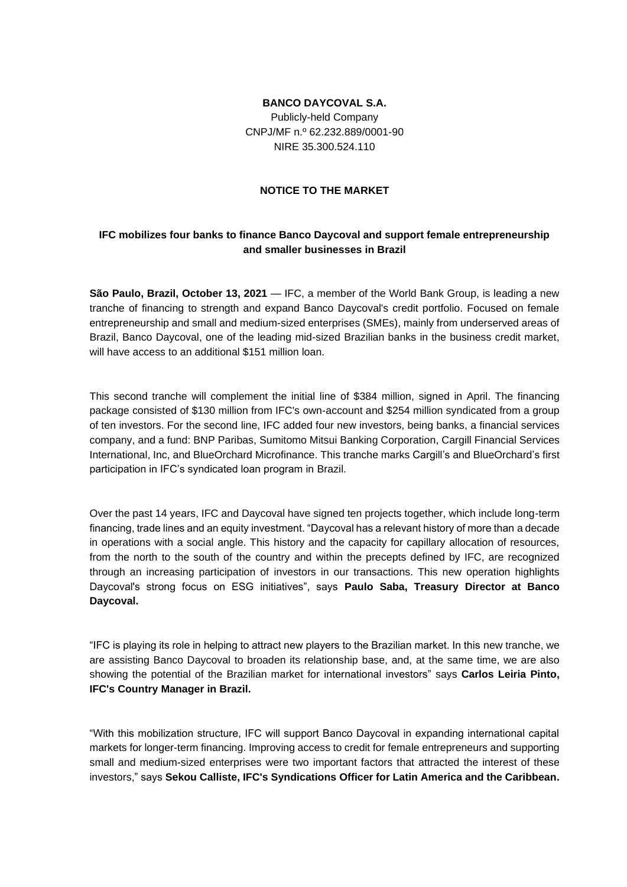**BANCO DAYCOVAL S.A.**

Publicly-held Company
CNPJ/MF n.º 62.232.889/0001-90
NIRE 35.300.524.110

**NOTICE TO THE MARKET**

**IFC mobilizes four banks to finance Banco Daycoval and support female entrepreneurship and smaller businesses in Brazil**

**São Paulo, Brazil, October 13, 2021** — IFC, a member of the World Bank Group, is leading a new tranche of financing to strength and expand Banco Daycoval's credit portfolio. Focused on female entrepreneurship and small and medium-sized enterprises (SMEs), mainly from underserved areas of Brazil, Banco Daycoval, one of the leading mid-sized Brazilian banks in the business credit market, will have access to an additional $151 million loan.

This second tranche will complement the initial line of $384 million, signed in April. The financing package consisted of $130 million from IFC's own-account and $254 million syndicated from a group of ten investors. For the second line, IFC added four new investors, being banks, a financial services company, and a fund: BNP Paribas, Sumitomo Mitsui Banking Corporation, Cargill Financial Services International, Inc, and BlueOrchard Microfinance. This tranche marks Cargill's and BlueOrchard's first participation in IFC's syndicated loan program in Brazil.

Over the past 14 years, IFC and Daycoval have signed ten projects together, which include long-term financing, trade lines and an equity investment. "Daycoval has a relevant history of more than a decade in operations with a social angle. This history and the capacity for capillary allocation of resources, from the north to the south of the country and within the precepts defined by IFC, are recognized through an increasing participation of investors in our transactions. This new operation highlights Daycoval's strong focus on ESG initiatives", says **Paulo Saba, Treasury Director at Banco Daycoval.**

"IFC is playing its role in helping to attract new players to the Brazilian market. In this new tranche, we are assisting Banco Daycoval to broaden its relationship base, and, at the same time, we are also showing the potential of the Brazilian market for international investors" says **Carlos Leiria Pinto, IFC's Country Manager in Brazil.**

"With this mobilization structure, IFC will support Banco Daycoval in expanding international capital markets for longer-term financing. Improving access to credit for female entrepreneurs and supporting small and medium-sized enterprises were two important factors that attracted the interest of these investors," says **Sekou Calliste, IFC's Syndications Officer for Latin America and the Caribbean.**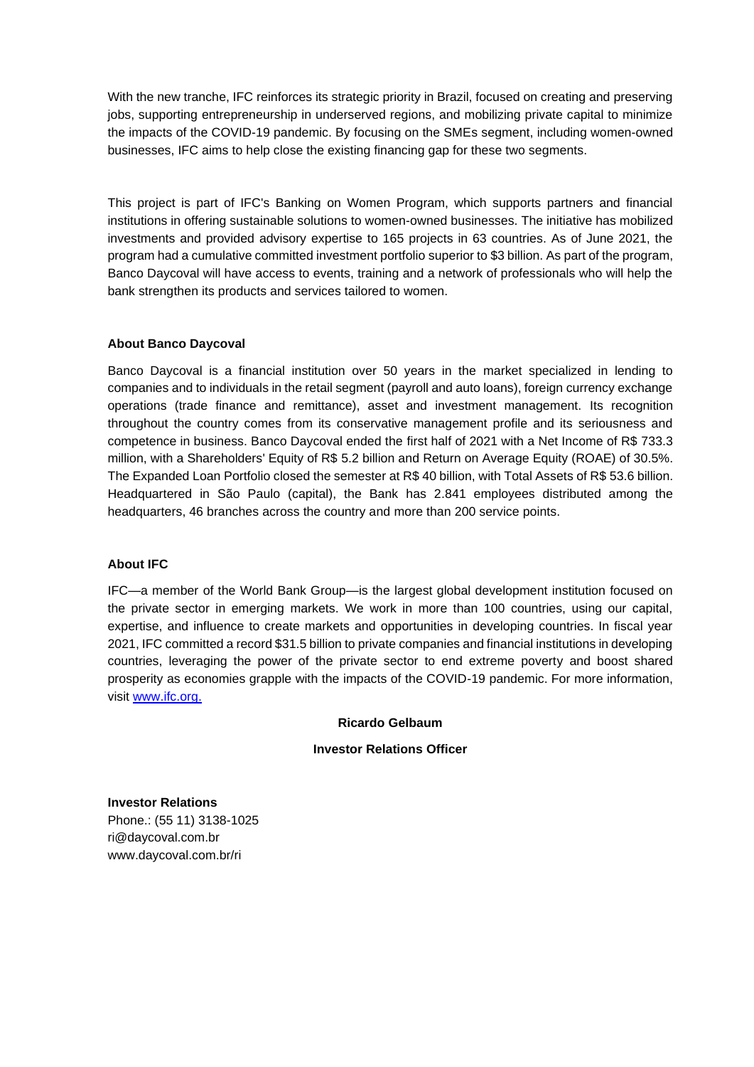With the new tranche, IFC reinforces its strategic priority in Brazil, focused on creating and preserving jobs, supporting entrepreneurship in underserved regions, and mobilizing private capital to minimize the impacts of the COVID-19 pandemic. By focusing on the SMEs segment, including women-owned businesses, IFC aims to help close the existing financing gap for these two segments.

This project is part of IFC's Banking on Women Program, which supports partners and financial institutions in offering sustainable solutions to women-owned businesses. The initiative has mobilized investments and provided advisory expertise to 165 projects in 63 countries. As of June 2021, the program had a cumulative committed investment portfolio superior to $3 billion. As part of the program, Banco Daycoval will have access to events, training and a network of professionals who will help the bank strengthen its products and services tailored to women.

**About Banco Daycoval**

Banco Daycoval is a financial institution over 50 years in the market specialized in lending to companies and to individuals in the retail segment (payroll and auto loans), foreign currency exchange operations (trade finance and remittance), asset and investment management. Its recognition throughout the country comes from its conservative management profile and its seriousness and competence in business. Banco Daycoval ended the first half of 2021 with a Net Income of R$ 733.3 million, with a Shareholders' Equity of R$ 5.2 billion and Return on Average Equity (ROAE) of 30.5%. The Expanded Loan Portfolio closed the semester at R$ 40 billion, with Total Assets of R$ 53.6 billion. Headquartered in São Paulo (capital), the Bank has 2.841 employees distributed among the headquarters, 46 branches across the country and more than 200 service points.

**About IFC**

IFC—a member of the World Bank Group—is the largest global development institution focused on the private sector in emerging markets. We work in more than 100 countries, using our capital, expertise, and influence to create markets and opportunities in developing countries. In fiscal year 2021, IFC committed a record $31.5 billion to private companies and financial institutions in developing countries, leveraging the power of the private sector to end extreme poverty and boost shared prosperity as economies grapple with the impacts of the COVID-19 pandemic. For more information, visit [www.ifc.org.](http://www.ifc.org)

**Ricardo Gelbaum**

**Investor Relations Officer**

**Investor Relations**
Phone.: (55 11) 3138-1025
ri@daycoval.com.br
www.daycoval.com.br/ri